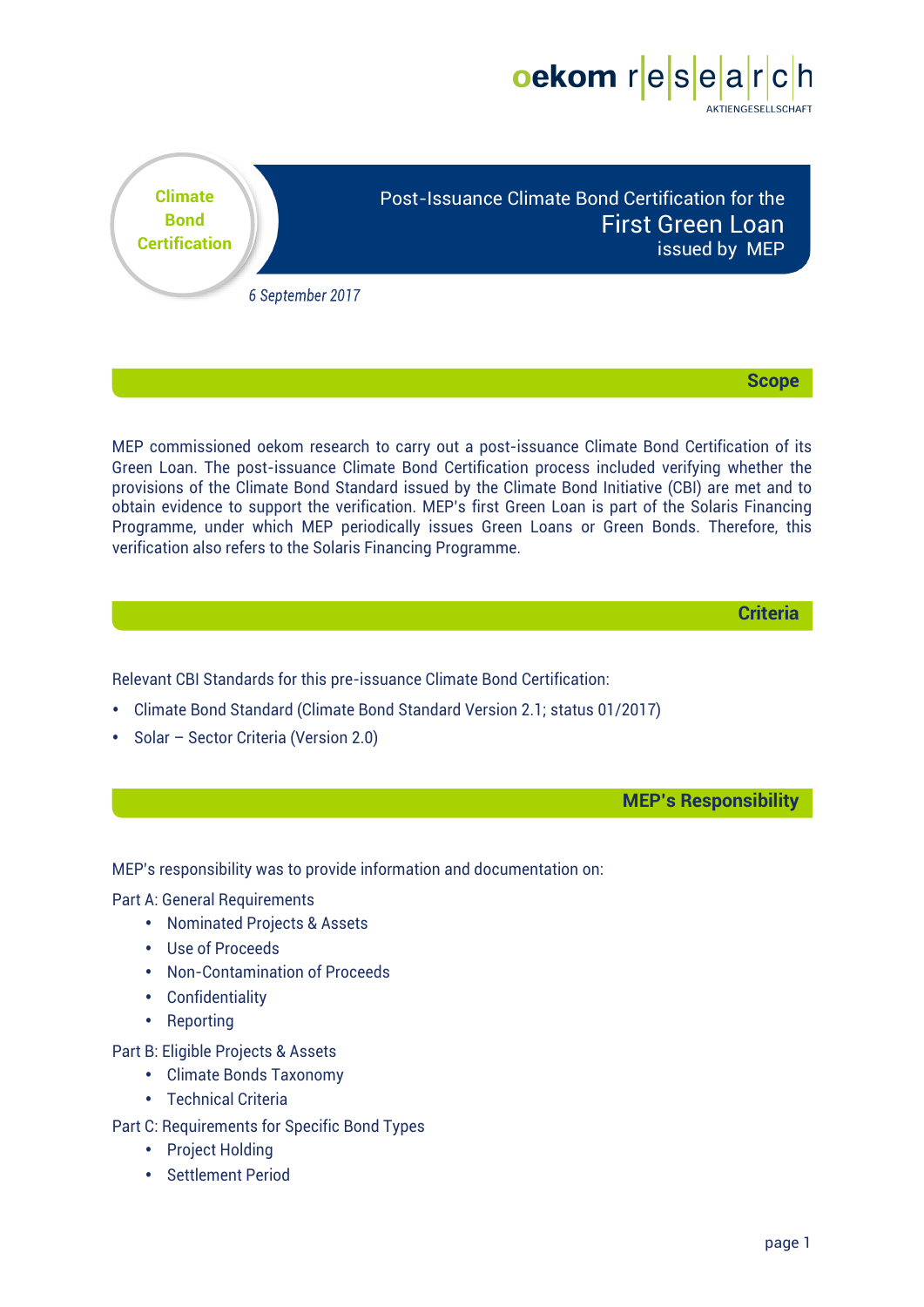oekom research AKTIENGESELLSCHAFT

Climate Bond Certification

# Post-Issuance Climate Bond Certification for the First Green Loan issued by MEP

*6 September 2017*

## Scope

MEP commissioned oekom research to carry out a post-issuance Climate Bond Certification of its Green Loan. The post-issuance Climate Bond Certification process included verifying whether the provisions of the Climate Bond Standard issued by the Climate Bond Initiative (CBI) are met and to obtain evidence to support the verification. MEP's first Green Loan is part of the Solaris Financing Programme, under which MEP periodically issues Green Loans or Green Bonds. Therefore, this verification also refers to the Solaris Financing Programme.

## Criteria

Relevant CBI Standards for this pre-issuance Climate Bond Certification:

- Climate Bond Standard (Climate Bond Standard Version 2.1; status 01/2017)
- Solar – Sector Criteria (Version 2.0)

## MEP's Responsibility

MEP's responsibility was to provide information and documentation on:

Part A: General Requirements

- Nominated Projects & Assets
- Use of Proceeds
- Non-Contamination of Proceeds
- Confidentiality
- Reporting

Part B: Eligible Projects & Assets

- Climate Bonds Taxonomy
- Technical Criteria

Part C: Requirements for Specific Bond Types

- Project Holding
- Settlement Period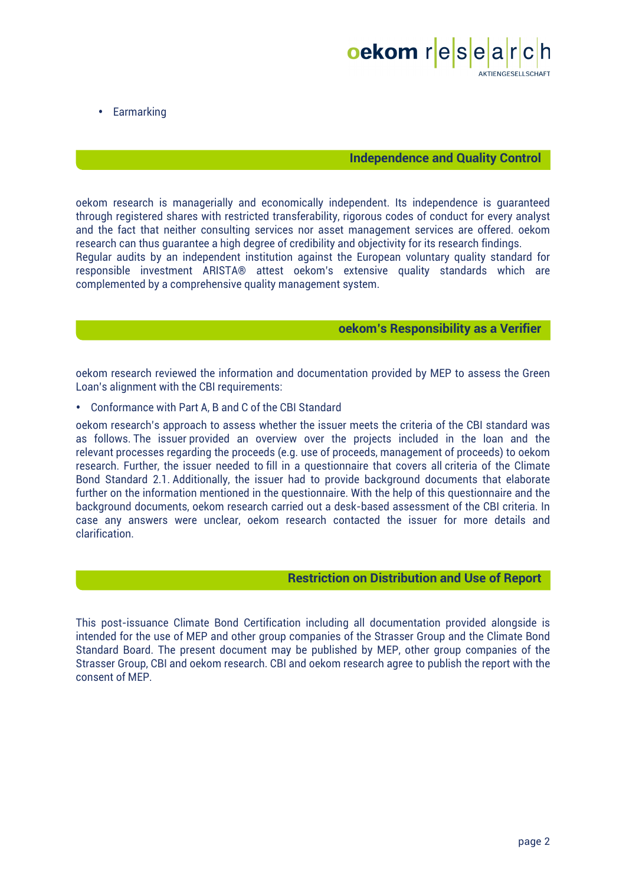- Earmarking

## Independence and Quality Control

oekom research is managerially and economically independent. Its independence is guaranteed through registered shares with restricted transferability, rigorous codes of conduct for every analyst and the fact that neither consulting services nor asset management services are offered. oekom research can thus guarantee a high degree of credibility and objectivity for its research findings.
Regular audits by an independent institution against the European voluntary quality standard for responsible investment ARISTA® attest oekom's extensive quality standards which are complemented by a comprehensive quality management system.

## oekom's Responsibility as a Verifier

oekom research reviewed the information and documentation provided by MEP to assess the Green Loan's alignment with the CBI requirements:

- Conformance with Part A, B and C of the CBI Standard

oekom research's approach to assess whether the issuer meets the criteria of the CBI standard was as follows. The issuer provided an overview over the projects included in the loan and the relevant processes regarding the proceeds (e.g. use of proceeds, management of proceeds) to oekom research. Further, the issuer needed to fill in a questionnaire that covers all criteria of the Climate Bond Standard 2.1. Additionally, the issuer had to provide background documents that elaborate further on the information mentioned in the questionnaire. With the help of this questionnaire and the background documents, oekom research carried out a desk-based assessment of the CBI criteria. In case any answers were unclear, oekom research contacted the issuer for more details and clarification.

## Restriction on Distribution and Use of Report

This post-issuance Climate Bond Certification including all documentation provided alongside is intended for the use of MEP and other group companies of the Strasser Group and the Climate Bond Standard Board. The present document may be published by MEP, other group companies of the Strasser Group, CBI and oekom research. CBI and oekom research agree to publish the report with the consent of MEP.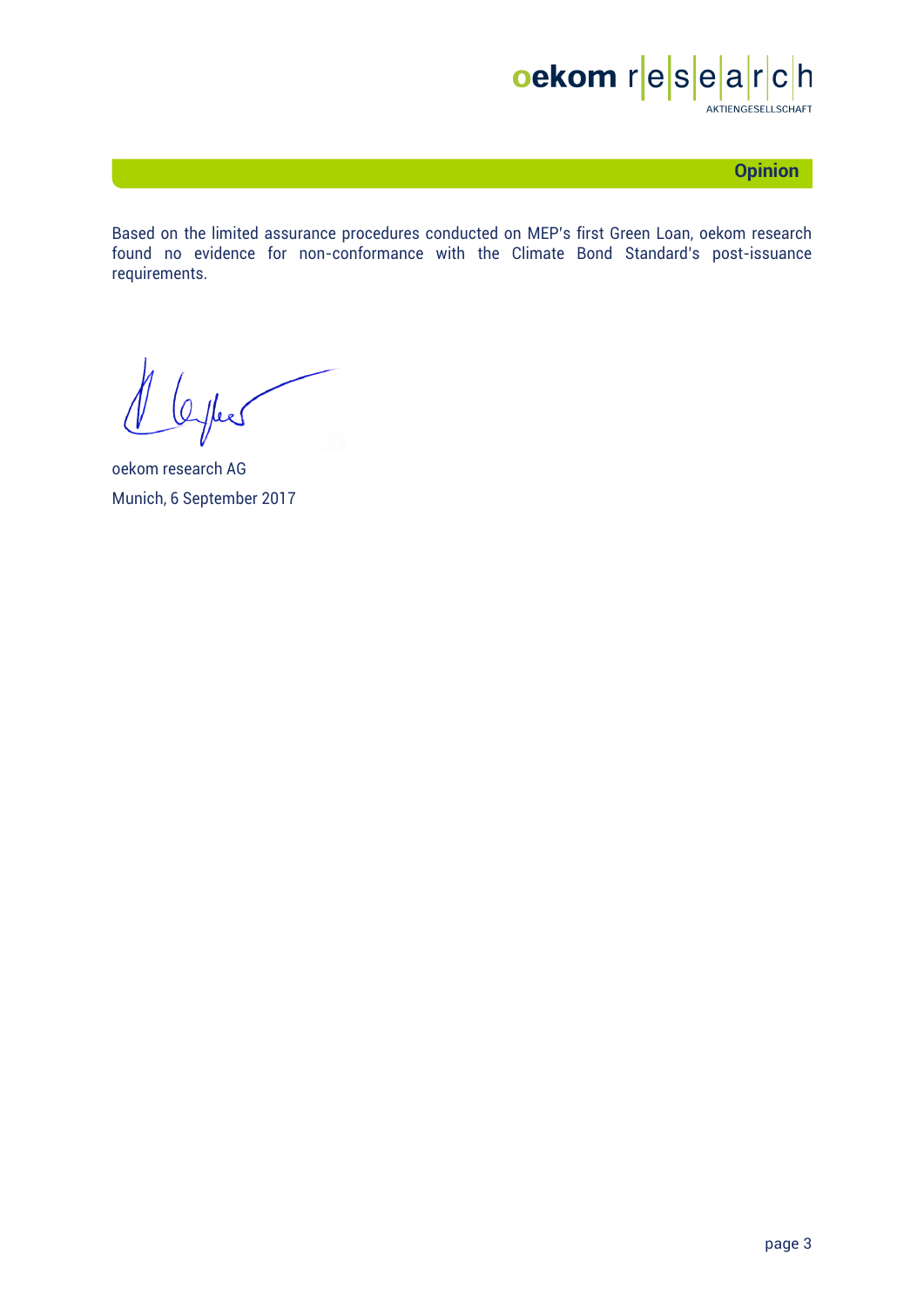## Opinion

Based on the limited assurance procedures conducted on MEP's first Green Loan, oekom research found no evidence for non-conformance with the Climate Bond Standard's post-issuance requirements.

oekom research AG

Munich, 6 September 2017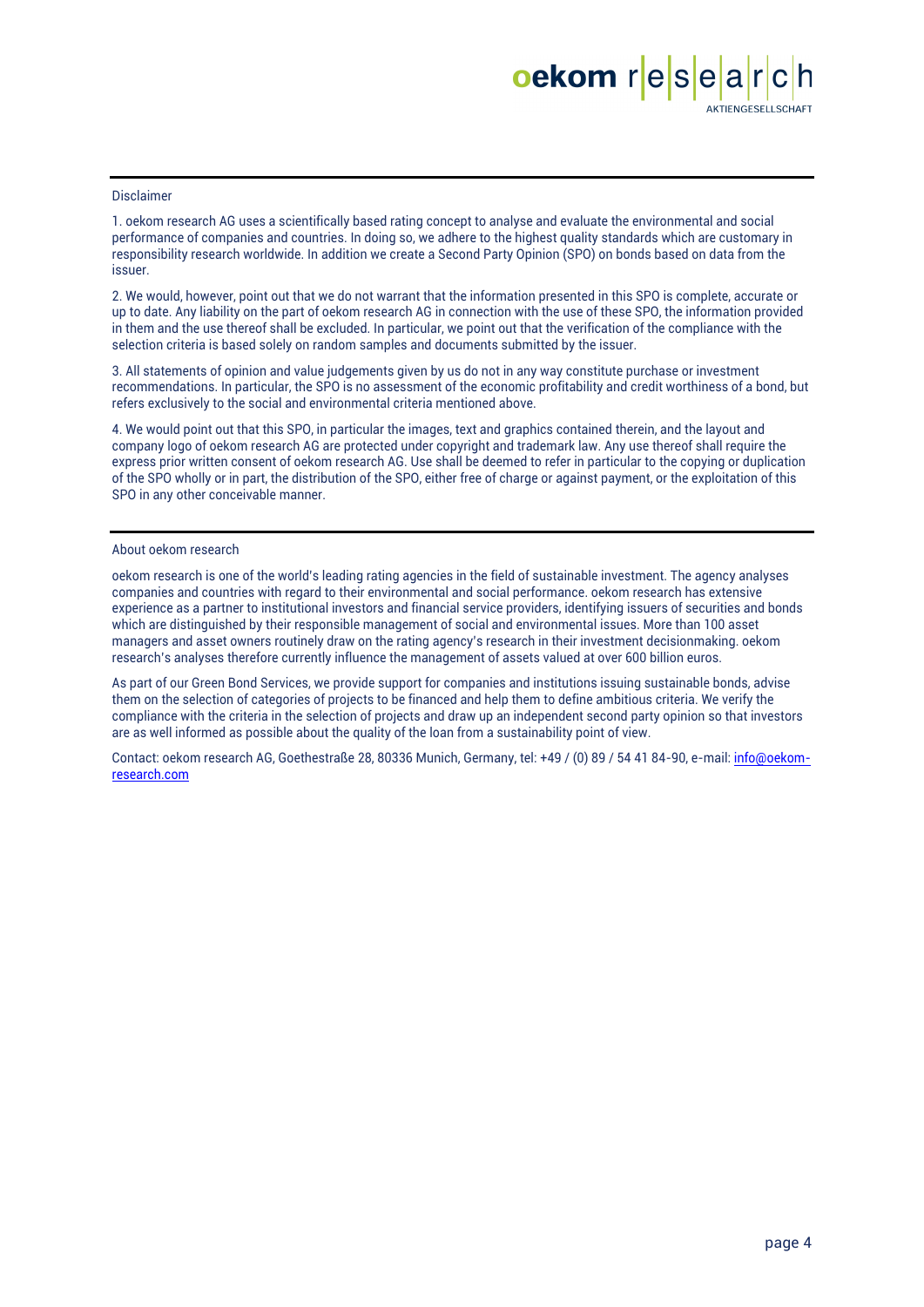## Disclaimer

1. oekom research AG uses a scientifically based rating concept to analyse and evaluate the environmental and social performance of companies and countries. In doing so, we adhere to the highest quality standards which are customary in responsibility research worldwide. In addition we create a Second Party Opinion (SPO) on bonds based on data from the issuer.

2. We would, however, point out that we do not warrant that the information presented in this SPO is complete, accurate or up to date. Any liability on the part of oekom research AG in connection with the use of these SPO, the information provided in them and the use thereof shall be excluded. In particular, we point out that the verification of the compliance with the selection criteria is based solely on random samples and documents submitted by the issuer.

3. All statements of opinion and value judgements given by us do not in any way constitute purchase or investment recommendations. In particular, the SPO is no assessment of the economic profitability and credit worthiness of a bond, but refers exclusively to the social and environmental criteria mentioned above.

4. We would point out that this SPO, in particular the images, text and graphics contained therein, and the layout and company logo of oekom research AG are protected under copyright and trademark law. Any use thereof shall require the express prior written consent of oekom research AG. Use shall be deemed to refer in particular to the copying or duplication of the SPO wholly or in part, the distribution of the SPO, either free of charge or against payment, or the exploitation of this SPO in any other conceivable manner.

## About oekom research

oekom research is one of the world's leading rating agencies in the field of sustainable investment. The agency analyses companies and countries with regard to their environmental and social performance. oekom research has extensive experience as a partner to institutional investors and financial service providers, identifying issuers of securities and bonds which are distinguished by their responsible management of social and environmental issues. More than 100 asset managers and asset owners routinely draw on the rating agency's research in their investment decisionmaking. oekom research's analyses therefore currently influence the management of assets valued at over 600 billion euros.

As part of our Green Bond Services, we provide support for companies and institutions issuing sustainable bonds, advise them on the selection of categories of projects to be financed and help them to define ambitious criteria. We verify the compliance with the criteria in the selection of projects and draw up an independent second party opinion so that investors are as well informed as possible about the quality of the loan from a sustainability point of view.

Contact: oekom research AG, Goethestraße 28, 80336 Munich, Germany, tel: +49 / (0) 89 / 54 41 84-90, e-mail: info@oekom-research.com